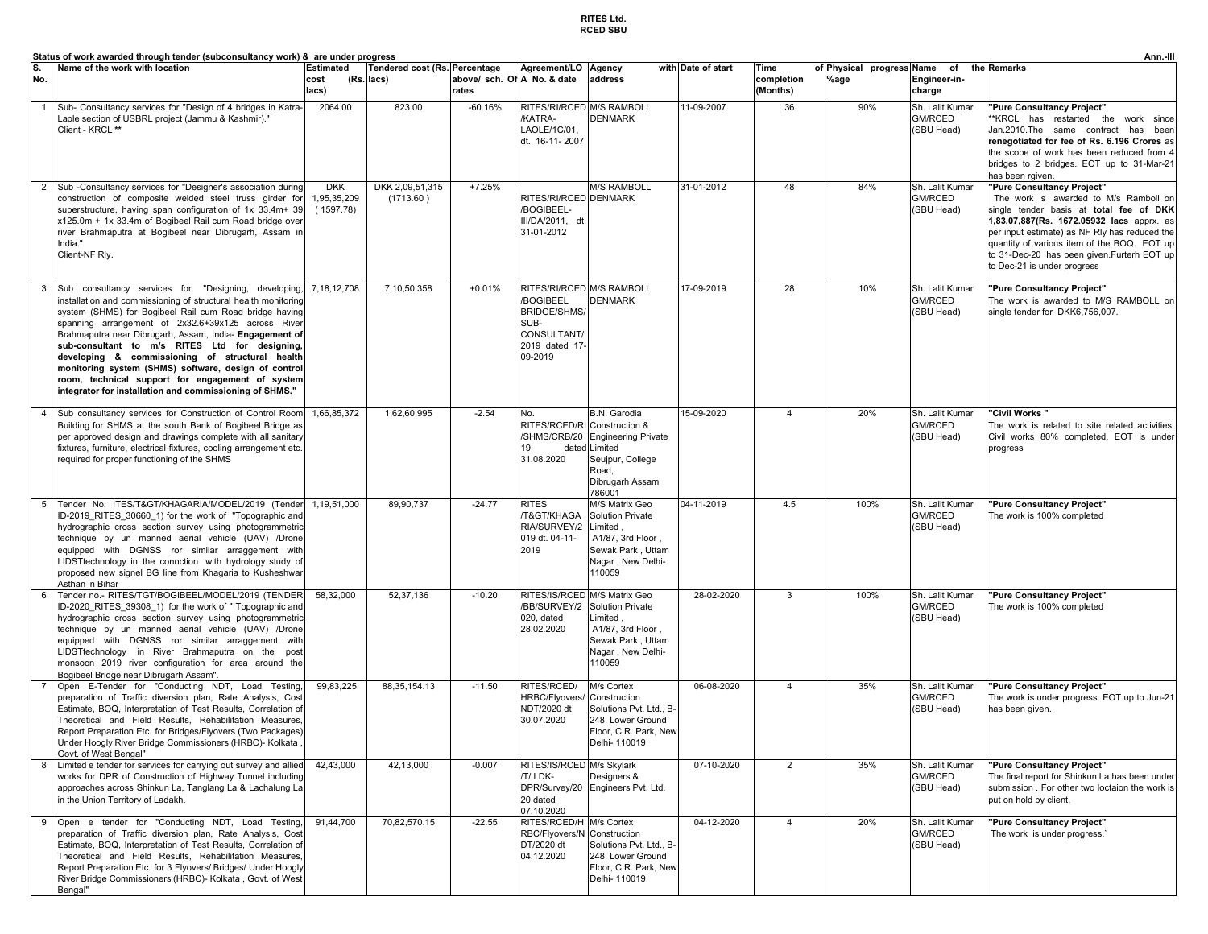**RITES Ltd.**
**RCED SBU**

**Status of work awarded through tender (subconsultancy work) & are under progress** **Ann.-III**

| S. No. | Name of the work with location | Estimated cost (Rs. lacs) | Tendered cost (Rs. lacs) | Percentage above/ sch. Of rates | Agreement/LOA No. & date | Agency with address | Date of start | Time of completion (Months) | Physical progress %age | Name of the Engineer-in-charge | Remarks |
|---|---|---|---|---|---|---|---|---|---|---|---|
| 1 | Sub- Consultancy services for "Design of 4 bridges in Katra-Laole section of USBRL project (Jammu & Kashmir)." Client - KRCL ** | 2064.00 | 823.00 | -60.16% | RITES/RI/RCED/KATRA-LAOLE/1C/01, dt. 16-11- 2007 | M/S RAMBOLL DENMARK | 11-09-2007 | 36 | 90% | Sh. Lalit Kumar GM/RCED (SBU Head) | **"Pure Consultancy Project"** **KRCL has restarted the work since Jan.2010.The same contract has been **renegotiated for fee of Rs. 6.196 Crores** as the scope of work has been reduced from 4 bridges to 2 bridges. EOT up to 31-Mar-21 has been rgiven. |
| 2 | Sub -Consultancy services for "Designer's association during construction of composite welded steel truss girder for superstructure, having span configuration of 1x 33.4m+ 39 x125.0m + 1x 33.4m of Bogibeel Rail cum Road bridge over river Brahmaputra at Bogibeel near Dibrugarh, Assam in India." Client-NF Rly. | DKK 1,95,35,209 ( 1597.78) | DKK 2,09,51,315 (1713.60 ) | +7.25% | RITES/RI/RCED/BOGIBEEL-III/DA/2011, dt. 31-01-2012 | M/S RAMBOLL DENMARK | 31-01-2012 | 48 | 84% | Sh. Lalit Kumar GM/RCED (SBU Head) | **"Pure Consultancy Project"** The work is awarded to M/s Ramboll on single tender basis at **total fee of DKK 1,83,07,887(Rs. 1672.05932 lacs** apprx. as per input estimate) as NF Rly has reduced the quantity of various item of the BOQ. EOT up to 31-Dec-20 has been given.Furterh EOT up to Dec-21 is under progress |
| 3 | Sub consultancy services for "Designing, developing, installation and commissioning of structural health monitoring system (SHMS) for Bogibeel Rail cum Road bridge having spanning arrangement of 2x32.6+39x125 across River Brahmaputra near Dibrugarh, Assam, India- **Engagement of sub-consultant to m/s RITES Ltd for designing, developing & commissioning of structural health monitoring system (SHMS) software, design of control room, technical support for engagement of system integrator for installation and commissioning of SHMS."** | 7,18,12,708 | 7,10,50,358 | +0.01% | RITES/RI/RCED/BOGIBEEL BRIDGE/SHMS/SUB-CONSULTANT/2019 dated 17-09-2019 | M/S RAMBOLL DENMARK | 17-09-2019 | 28 | 10% | Sh. Lalit Kumar GM/RCED (SBU Head) | **"Pure Consultancy Project"** The work is awarded to M/S RAMBOLL on single tender for DKK6,756,007. |
| 4 | Sub consultancy services for Construction of Control Room Building for SHMS at the south Bank of Bogibeel Bridge as per approved design and drawings complete with all sanitary fixtures, furniture, electrical fixtures, cooling arrangement etc. required for proper functioning of the SHMS | 1,66,85,372 | 1,62,60,995 | -2.54 | No. RITES/RCED/RI/SHMS/CRB/2019 dated 31.08.2020 | B.N. Garodia Construction & Engineering Private Limited Seujpur, College Road, Dibrugarh Assam 786001 | 15-09-2020 | 4 | 20% | Sh. Lalit Kumar GM/RCED (SBU Head) | **"Civil Works "** The work is related to site related activities. Civil works 80% completed. EOT is under progress |
| 5 | Tender No. ITES/T&GT/KHAGARIA/MODEL/2019 (Tender ID-2019_RITES_30660_1) for the work of "Topographic and hydrographic cross section survey using photogrammetric technique by un manned aerial vehicle (UAV) /Drone equipped with DGNSS ror similar arraggement with LIDSTtechnology in the connction with hydrology study of proposed new signel BG line from Khagaria to Kusheshwar Asthan in Bihar | 1,19,51,000 | 89,90,737 | -24.77 | RITES /T&GT/KHAGARIA/SURVEY/2019 dt. 04-11-2019 | M/S Matrix Geo Solution Private Limited , A1/87, 3rd Floor , Sewak Park , Uttam Nagar , New Delhi-110059 | 04-11-2019 | 4.5 | 100% | Sh. Lalit Kumar GM/RCED (SBU Head) | **"Pure Consultancy Project"** The work is 100% completed |
| 6 | Tender no.- RITES/TGT/BOGIBEEL/MODEL/2019 (TENDER ID-2020_RITES_39308_1) for the work of " Topographic and hydrographic cross section survey using photogrammetric technique by un manned aerial vehicle (UAV) /Drone equipped with DGNSS ror similar arraggement with LIDSTtechnology in River Brahmaputra on the post monsoon 2019 river configuration for area around the Bogibeel Bridge near Dibrugarh Assam". | 58,32,000 | 52,37,136 | -10.20 | RITES/IS/RCED/BB/SURVEY/2020, dated 28.02.2020 | M/S Matrix Geo Solution Private Limited , A1/87, 3rd Floor , Sewak Park , Uttam Nagar , New Delhi-110059 | 28-02-2020 | 3 | 100% | Sh. Lalit Kumar GM/RCED (SBU Head) | **"Pure Consultancy Project"** The work is 100% completed |
| 7 | Open E-Tender for "Conducting NDT, Load Testing, preparation of Traffic diversion plan, Rate Analysis, Cost Estimate, BOQ, Interpretation of Test Results, Correlation of Theoretical and Field Results, Rehabilitation Measures, Report Preparation Etc. for Bridges/Flyovers (Two Packages) Under Hoogly River Bridge Commissioners (HRBC)- Kolkata , Govt. of West Bengal" | 99,83,225 | 88,35,154.13 | -11.50 | RITES/RCED/HRBC/Flyovers/NDT/2020 dt 30.07.2020 | M/s Cortex Construction Solutions Pvt. Ltd., B-248, Lower Ground Floor, C.R. Park, New Delhi- 110019 | 06-08-2020 | 4 | 35% | Sh. Lalit Kumar GM/RCED (SBU Head) | **"Pure Consultancy Project"** The work is under progress. EOT up to Jun-21 has been given. |
| 8 | Limited e tender for services for carrying out survey and allied works for DPR of Construction of Highway Tunnel including approaches across Shinkun La, Tanglang La & Lachalung La in the Union Territory of Ladakh. | 42,43,000 | 42,13,000 | -0.007 | RITES/IS/RCED/T/ LDK-DPR/Survey/2020 dated 07.10.2020 | M/s Skylark Designers & Engineers Pvt. Ltd. | 07-10-2020 | 2 | 35% | Sh. Lalit Kumar GM/RCED (SBU Head) | **"Pure Consultancy Project"** The final report for Shinkun La has been under submission . For other two loctaion the work is put on hold by client. |
| 9 | Open e tender for "Conducting NDT, Load Testing, preparation of Traffic diversion plan, Rate Analysis, Cost Estimate, BOQ, Interpretation of Test Results, Correlation of Theoretical and Field Results, Rehabilitation Measures, Report Preparation Etc. for 3 Flyovers/ Bridges/ Under Hoogly River Bridge Commissioners (HRBC)- Kolkata , Govt. of West Bengal" | 91,44,700 | 70,82,570.15 | -22.55 | RITES/RCED/HRBC/Flyovers/NDT/2020 dt 04.12.2020 | M/s Cortex Construction Solutions Pvt. Ltd., B-248, Lower Ground Floor, C.R. Park, New Delhi- 110019 | 04-12-2020 | 4 | 20% | Sh. Lalit Kumar GM/RCED (SBU Head) | **"Pure Consultancy Project"** The work is under progress.` |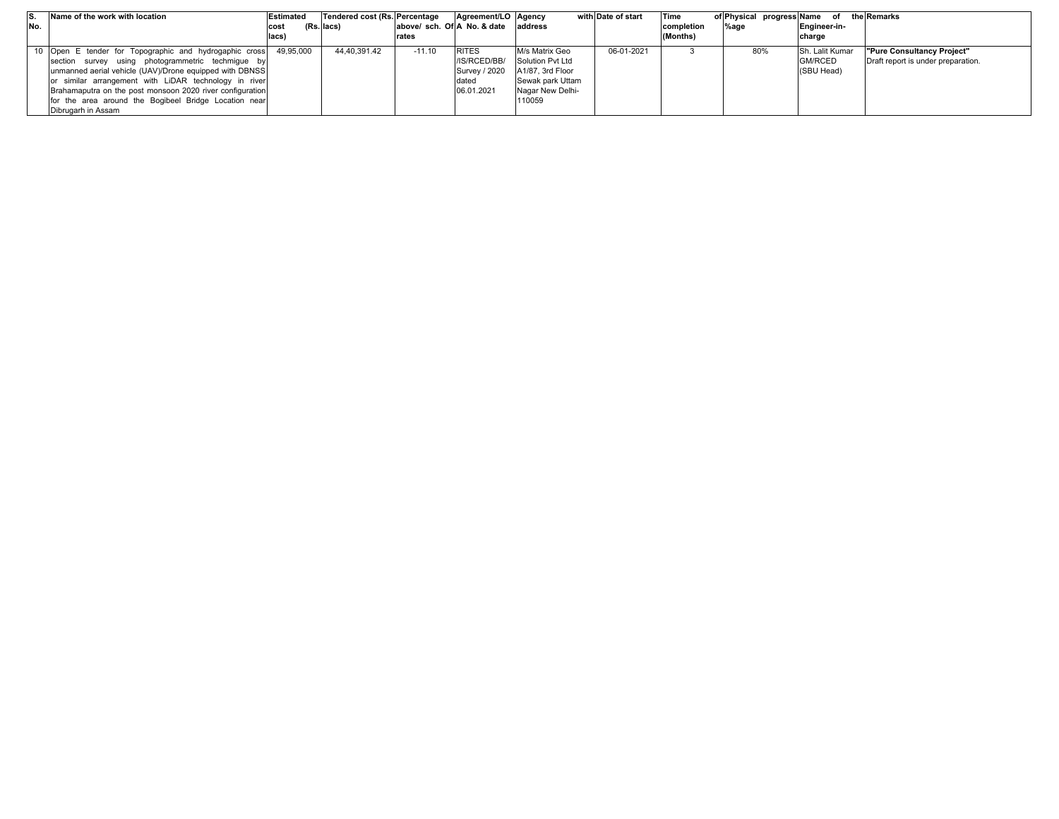| S. No. | Name of the work with location | Estimated cost (Rs. lacs) | Tendered cost (Rs. lacs) | Percentage above/ sch. Of rates | Agreement/LOA No. & date | Agency with address | Date of start | Time of completion (Months) | Physical progress %age | Name of the Engineer-in-charge | Remarks |
|---|---|---|---|---|---|---|---|---|---|---|---|
| 10 | Open E tender for Topographic and hydrogaphic cross section survey using photogrammetric techmigue by unmanned aerial vehicle (UAV)/Drone equipped with DBNSS or similar arrangement with LiDAR technology in river Brahamaputra on the post monsoon 2020 river configuration for the area around the Bogibeel Bridge Location near Dibrugarh in Assam | 49,95,000 | 44,40,391.42 | -11.10 | RITES /IS/RCED/BB/ Survey / 2020 dated 06.01.2021 | M/s Matrix Geo Solution Pvt Ltd A1/87, 3rd Floor Sewak park Uttam Nagar New Delhi-110059 | 06-01-2021 | 3 | 80% | Sh. Lalit Kumar GM/RCED (SBU Head) | **"Pure Consultancy Project"** Draft report is under preparation. |